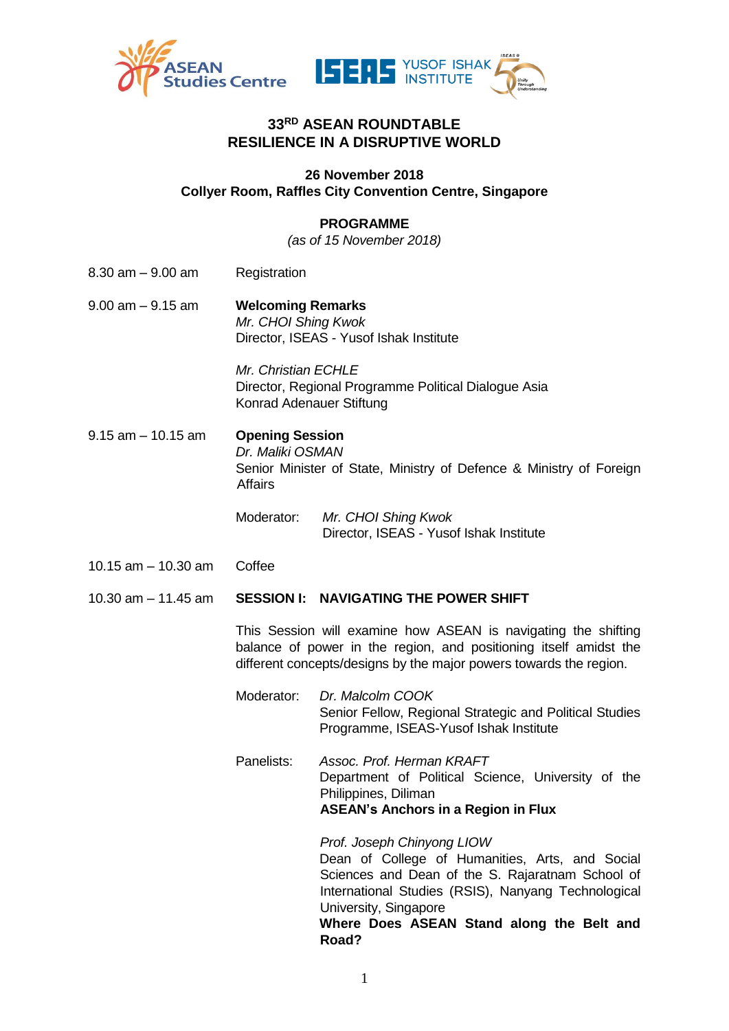# 33RD ASEAN ROUNDTABLE
# RESILIENCE IN A DISRUPTIVE WORLD

**26 November 2018**
**Collyer Room, Raffles City Convention Centre, Singapore**

## PROGRAMME

*(as of 15 November 2018)*

8.30 am – 9.00 am — Registration

9.00 am – 9.15 am — **Welcoming Remarks**

*Mr. CHOI Shing Kwok*
Director, ISEAS - Yusof Ishak Institute

*Mr. Christian ECHLE*
Director, Regional Programme Political Dialogue Asia
Konrad Adenauer Stiftung

9.15 am – 10.15 am — **Opening Session**

*Dr. Maliki OSMAN*
Senior Minister of State, Ministry of Defence & Ministry of Foreign Affairs

Moderator: *Mr. CHOI Shing Kwok*
Director, ISEAS - Yusof Ishak Institute

10.15 am – 10.30 am — Coffee

10.30 am – 11.45 am — **SESSION I: NAVIGATING THE POWER SHIFT**

This Session will examine how ASEAN is navigating the shifting balance of power in the region, and positioning itself amidst the different concepts/designs by the major powers towards the region.

Moderator: *Dr. Malcolm COOK*
Senior Fellow, Regional Strategic and Political Studies Programme, ISEAS-Yusof Ishak Institute

Panelists:

*Assoc. Prof. Herman KRAFT*
Department of Political Science, University of the Philippines, Diliman
**ASEAN's Anchors in a Region in Flux**

*Prof. Joseph Chinyong LIOW*
Dean of College of Humanities, Arts, and Social Sciences and Dean of the S. Rajaratnam School of International Studies (RSIS), Nanyang Technological University, Singapore
**Where Does ASEAN Stand along the Belt and Road?**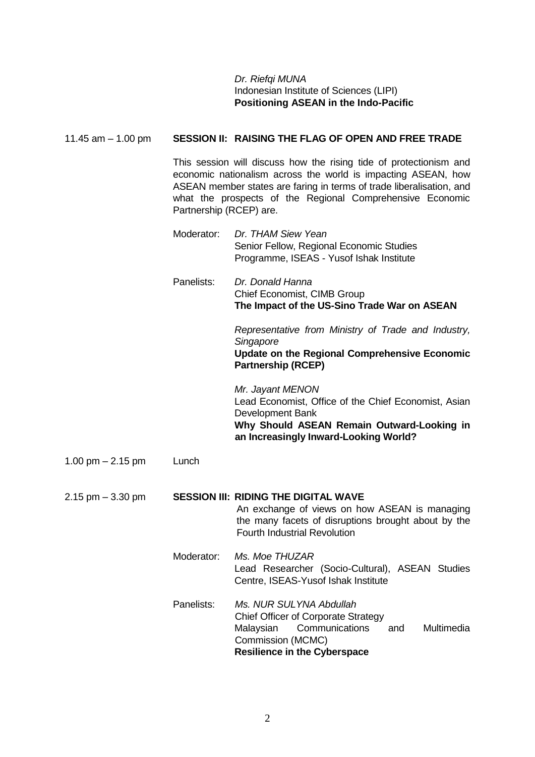*Dr. Riefqi MUNA*
Indonesian Institute of Sciences (LIPI)
**Positioning ASEAN in the Indo-Pacific**

11.45 am – 1.00 pm **SESSION II: RAISING THE FLAG OF OPEN AND FREE TRADE**

This session will discuss how the rising tide of protectionism and economic nationalism across the world is impacting ASEAN, how ASEAN member states are faring in terms of trade liberalisation, and what the prospects of the Regional Comprehensive Economic Partnership (RCEP) are.

Moderator: *Dr. THAM Siew Yean*
Senior Fellow, Regional Economic Studies Programme, ISEAS - Yusof Ishak Institute

Panelists: *Dr. Donald Hanna*
Chief Economist, CIMB Group
**The Impact of the US-Sino Trade War on ASEAN**

*Representative from Ministry of Trade and Industry, Singapore*
**Update on the Regional Comprehensive Economic Partnership (RCEP)**

*Mr. Jayant MENON*
Lead Economist, Office of the Chief Economist, Asian Development Bank
**Why Should ASEAN Remain Outward-Looking in an Increasingly Inward-Looking World?**

1.00 pm – 2.15 pm Lunch

2.15 pm – 3.30 pm **SESSION III: RIDING THE DIGITAL WAVE**

An exchange of views on how ASEAN is managing the many facets of disruptions brought about by the Fourth Industrial Revolution

Moderator: *Ms. Moe THUZAR*
Lead Researcher (Socio-Cultural), ASEAN Studies Centre, ISEAS-Yusof Ishak Institute

Panelists: *Ms. NUR SULYNA Abdullah*
Chief Officer of Corporate Strategy
Malaysian Communications and Multimedia Commission (MCMC)
**Resilience in the Cyberspace**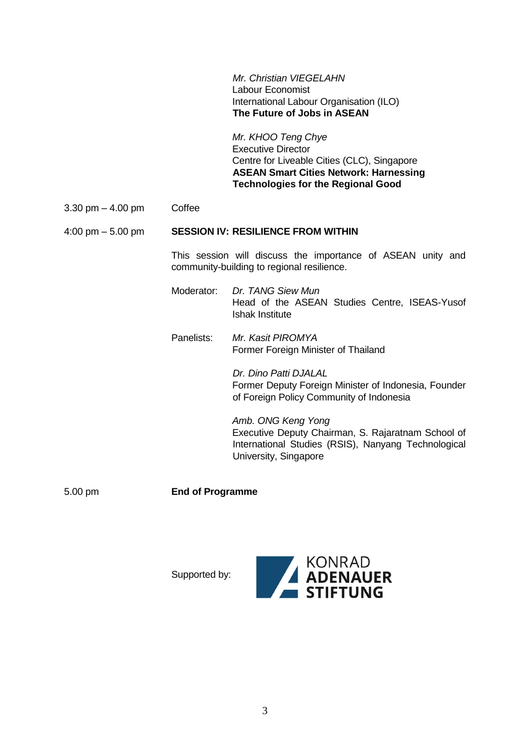*Mr. Christian VIEGELAHN*
Labour Economist
International Labour Organisation (ILO)
**The Future of Jobs in ASEAN**

*Mr. KHOO Teng Chye*
Executive Director
Centre for Liveable Cities (CLC), Singapore
**ASEAN Smart Cities Network: Harnessing Technologies for the Regional Good**

3.30 pm – 4.00 pm Coffee

4:00 pm – 5.00 pm **SESSION IV: RESILIENCE FROM WITHIN**

This session will discuss the importance of ASEAN unity and community-building to regional resilience.

Moderator: *Dr. TANG Siew Mun*
Head of the ASEAN Studies Centre, ISEAS-Yusof Ishak Institute

Panelists: *Mr. Kasit PIROMYA*
Former Foreign Minister of Thailand

*Dr. Dino Patti DJALAL*
Former Deputy Foreign Minister of Indonesia, Founder of Foreign Policy Community of Indonesia

*Amb. ONG Keng Yong*
Executive Deputy Chairman, S. Rajaratnam School of International Studies (RSIS), Nanyang Technological University, Singapore

5.00 pm **End of Programme**

Supported by: KONRAD ADENAUER STIFTUNG